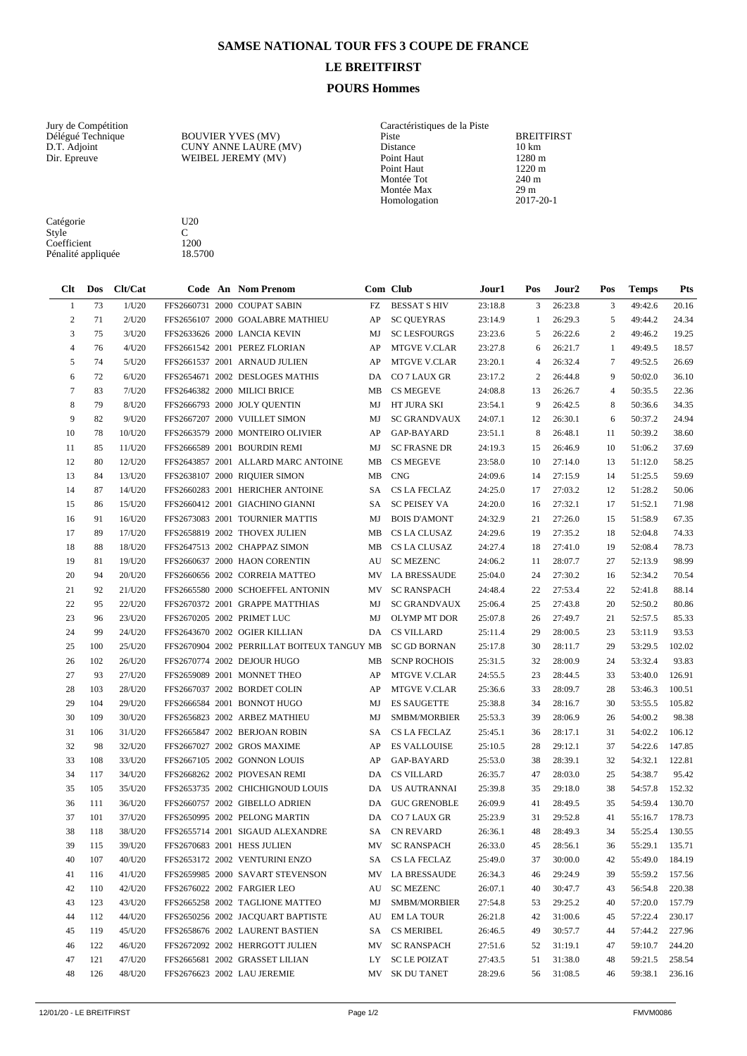# SAMSE NATIONAL TOUR FFS 3 COUPE DE FRANCE

## LE BREITFIRST

### POURS Hommes

Jury de Compétition
Délégué Technique BOUVIER YVES (MV)
D.T. Adjoint CUNY ANNE LAURE (MV)
Dir. Epreuve WEIBEL JEREMY (MV)

Caractéristiques de la Piste
Piste BREITFIRST
Distance 10 km
Point Haut 1280 m
Point Haut 1220 m
Montée Tot 240 m
Montée Max 29 m
Homologation 2017-20-1

Catégorie U20
Style C
Coefficient 1200
Pénalité appliquée 18.5700

| Clt | Dos | Clt/Cat | Code | An | Nom Prenom | Com | Club | Jour1 | Pos | Jour2 | Pos | Temps | Pts |
|---|---|---|---|---|---|---|---|---|---|---|---|---|---|
| 1 | 73 | 1/U20 | FFS2660731 | 2000 | COUPAT SABIN | FZ | BESSAT S HIV | 23:18.8 | 3 | 26:23.8 | 3 | 49:42.6 | 20.16 |
| 2 | 71 | 2/U20 | FFS2656107 | 2000 | GOALABRE MATHIEU | AP | SC QUEYRAS | 23:14.9 | 1 | 26:29.3 | 5 | 49:44.2 | 24.34 |
| 3 | 75 | 3/U20 | FFS2633626 | 2000 | LANCIA KEVIN | MJ | SC LESFOURGS | 23:23.6 | 5 | 26:22.6 | 2 | 49:46.2 | 19.25 |
| 4 | 76 | 4/U20 | FFS2661542 | 2001 | PEREZ FLORIAN | AP | MTGVE V.CLAR | 23:27.8 | 6 | 26:21.7 | 1 | 49:49.5 | 18.57 |
| 5 | 74 | 5/U20 | FFS2661537 | 2001 | ARNAUD JULIEN | AP | MTGVE V.CLAR | 23:20.1 | 4 | 26:32.4 | 7 | 49:52.5 | 26.69 |
| 6 | 72 | 6/U20 | FFS2654671 | 2002 | DESLOGES MATHIS | DA | CO 7 LAUX GR | 23:17.2 | 2 | 26:44.8 | 9 | 50:02.0 | 36.10 |
| 7 | 83 | 7/U20 | FFS2646382 | 2000 | MILICI BRICE | MB | CS MEGEVE | 24:08.8 | 13 | 26:26.7 | 4 | 50:35.5 | 22.36 |
| 8 | 79 | 8/U20 | FFS2666793 | 2000 | JOLY QUENTIN | MJ | HT JURA SKI | 23:54.1 | 9 | 26:42.5 | 8 | 50:36.6 | 34.35 |
| 9 | 82 | 9/U20 | FFS2667207 | 2000 | VUILLET SIMON | MJ | SC GRANDVAUX | 24:07.1 | 12 | 26:30.1 | 6 | 50:37.2 | 24.94 |
| 10 | 78 | 10/U20 | FFS2663579 | 2000 | MONTEIRO OLIVIER | AP | GAP-BAYARD | 23:51.1 | 8 | 26:48.1 | 11 | 50:39.2 | 38.60 |
| 11 | 85 | 11/U20 | FFS2666589 | 2001 | BOURDIN REMI | MJ | SC FRASNE DR | 24:19.3 | 15 | 26:46.9 | 10 | 51:06.2 | 37.69 |
| 12 | 80 | 12/U20 | FFS2643857 | 2001 | ALLARD MARC ANTOINE | MB | CS MEGEVE | 23:58.0 | 10 | 27:14.0 | 13 | 51:12.0 | 58.25 |
| 13 | 84 | 13/U20 | FFS2638107 | 2000 | RIQUIER SIMON | MB | CNG | 24:09.6 | 14 | 27:15.9 | 14 | 51:25.5 | 59.69 |
| 14 | 87 | 14/U20 | FFS2660283 | 2001 | HERICHER ANTOINE | SA | CS LA FECLAZ | 24:25.0 | 17 | 27:03.2 | 12 | 51:28.2 | 50.06 |
| 15 | 86 | 15/U20 | FFS2660412 | 2001 | GIACHINO GIANNI | SA | SC PEISEY VA | 24:20.0 | 16 | 27:32.1 | 17 | 51:52.1 | 71.98 |
| 16 | 91 | 16/U20 | FFS2673083 | 2001 | TOURNIER MATTIS | MJ | BOIS D'AMONT | 24:32.9 | 21 | 27:26.0 | 15 | 51:58.9 | 67.35 |
| 17 | 89 | 17/U20 | FFS2658819 | 2002 | THOVEX JULIEN | MB | CS LA CLUSAZ | 24:29.6 | 19 | 27:35.2 | 18 | 52:04.8 | 74.33 |
| 18 | 88 | 18/U20 | FFS2647513 | 2002 | CHAPPAZ SIMON | MB | CS LA CLUSAZ | 24:27.4 | 18 | 27:41.0 | 19 | 52:08.4 | 78.73 |
| 19 | 81 | 19/U20 | FFS2660637 | 2000 | HAON CORENTIN | AU | SC MEZENC | 24:06.2 | 11 | 28:07.7 | 27 | 52:13.9 | 98.99 |
| 20 | 94 | 20/U20 | FFS2660656 | 2002 | CORREIA MATTEO | MV | LA BRESSAUDE | 25:04.0 | 24 | 27:30.2 | 16 | 52:34.2 | 70.54 |
| 21 | 92 | 21/U20 | FFS2665580 | 2000 | SCHOEFFEL ANTONIN | MV | SC RANSPACH | 24:48.4 | 22 | 27:53.4 | 22 | 52:41.8 | 88.14 |
| 22 | 95 | 22/U20 | FFS2670372 | 2001 | GRAPPE MATTHIAS | MJ | SC GRANDVAUX | 25:06.4 | 25 | 27:43.8 | 20 | 52:50.2 | 80.86 |
| 23 | 96 | 23/U20 | FFS2670205 | 2002 | PRIMET LUC | MJ | OLYMP MT DOR | 25:07.8 | 26 | 27:49.7 | 21 | 52:57.5 | 85.33 |
| 24 | 99 | 24/U20 | FFS2643670 | 2002 | OGIER KILLIAN | DA | CS VILLARD | 25:11.4 | 29 | 28:00.5 | 23 | 53:11.9 | 93.53 |
| 25 | 100 | 25/U20 | FFS2670904 | 2002 | PERRILLAT BOITEUX TANGUY | MB | SC GD BORNAN | 25:17.8 | 30 | 28:11.7 | 29 | 53:29.5 | 102.02 |
| 26 | 102 | 26/U20 | FFS2670774 | 2002 | DEJOUR HUGO | MB | SCNP ROCHOIS | 25:31.5 | 32 | 28:00.9 | 24 | 53:32.4 | 93.83 |
| 27 | 93 | 27/U20 | FFS2659089 | 2001 | MONNET THEO | AP | MTGVE V.CLAR | 24:55.5 | 23 | 28:44.5 | 33 | 53:40.0 | 126.91 |
| 28 | 103 | 28/U20 | FFS2667037 | 2002 | BORDET COLIN | AP | MTGVE V.CLAR | 25:36.6 | 33 | 28:09.7 | 28 | 53:46.3 | 100.51 |
| 29 | 104 | 29/U20 | FFS2666584 | 2001 | BONNOT HUGO | MJ | ES SAUGETTE | 25:38.8 | 34 | 28:16.7 | 30 | 53:55.5 | 105.82 |
| 30 | 109 | 30/U20 | FFS2656823 | 2002 | ARBEZ MATHIEU | MJ | SMBM/MORBIER | 25:53.3 | 39 | 28:06.9 | 26 | 54:00.2 | 98.38 |
| 31 | 106 | 31/U20 | FFS2665847 | 2002 | BERJOAN ROBIN | SA | CS LA FECLAZ | 25:45.1 | 36 | 28:17.1 | 31 | 54:02.2 | 106.12 |
| 32 | 98 | 32/U20 | FFS2667027 | 2002 | GROS MAXIME | AP | ES VALLOUISE | 25:10.5 | 28 | 29:12.1 | 37 | 54:22.6 | 147.85 |
| 33 | 108 | 33/U20 | FFS2667105 | 2002 | GONNON LOUIS | AP | GAP-BAYARD | 25:53.0 | 38 | 28:39.1 | 32 | 54:32.1 | 122.81 |
| 34 | 117 | 34/U20 | FFS2668262 | 2002 | PIOVESAN REMI | DA | CS VILLARD | 26:35.7 | 47 | 28:03.0 | 25 | 54:38.7 | 95.42 |
| 35 | 105 | 35/U20 | FFS2653735 | 2002 | CHICHIGNOUD LOUIS | DA | US AUTRANNAI | 25:39.8 | 35 | 29:18.0 | 38 | 54:57.8 | 152.32 |
| 36 | 111 | 36/U20 | FFS2660757 | 2002 | GIBELLO ADRIEN | DA | GUC GRENOBLE | 26:09.9 | 41 | 28:49.5 | 35 | 54:59.4 | 130.70 |
| 37 | 101 | 37/U20 | FFS2650995 | 2002 | PELONG MARTIN | DA | CO 7 LAUX GR | 25:23.9 | 31 | 29:52.8 | 41 | 55:16.7 | 178.73 |
| 38 | 118 | 38/U20 | FFS2655714 | 2001 | SIGAUD ALEXANDRE | SA | CN REVARD | 26:36.1 | 48 | 28:49.3 | 34 | 55:25.4 | 130.55 |
| 39 | 115 | 39/U20 | FFS2670683 | 2001 | HESS JULIEN | MV | SC RANSPACH | 26:33.0 | 45 | 28:56.1 | 36 | 55:29.1 | 135.71 |
| 40 | 107 | 40/U20 | FFS2653172 | 2002 | VENTURINI ENZO | SA | CS LA FECLAZ | 25:49.0 | 37 | 30:00.0 | 42 | 55:49.0 | 184.19 |
| 41 | 116 | 41/U20 | FFS2659985 | 2000 | SAVART STEVENSON | MV | LA BRESSAUDE | 26:34.3 | 46 | 29:24.9 | 39 | 55:59.2 | 157.56 |
| 42 | 110 | 42/U20 | FFS2676022 | 2002 | FARGIER LEO | AU | SC MEZENC | 26:07.1 | 40 | 30:47.7 | 43 | 56:54.8 | 220.38 |
| 43 | 123 | 43/U20 | FFS2665258 | 2002 | TAGLIONE MATTEO | MJ | SMBM/MORBIER | 27:54.8 | 53 | 29:25.2 | 40 | 57:20.0 | 157.79 |
| 44 | 112 | 44/U20 | FFS2650256 | 2002 | JACQUART BAPTISTE | AU | EM LA TOUR | 26:21.8 | 42 | 31:00.6 | 45 | 57:22.4 | 230.17 |
| 45 | 119 | 45/U20 | FFS2658676 | 2002 | LAURENT BASTIEN | SA | CS MERIBEL | 26:46.5 | 49 | 30:57.7 | 44 | 57:44.2 | 227.96 |
| 46 | 122 | 46/U20 | FFS2672092 | 2002 | HERRGOTT JULIEN | MV | SC RANSPACH | 27:51.6 | 52 | 31:19.1 | 47 | 59:10.7 | 244.20 |
| 47 | 121 | 47/U20 | FFS2665681 | 2002 | GRASSET LILIAN | LY | SC LE POIZAT | 27:43.5 | 51 | 31:38.0 | 48 | 59:21.5 | 258.54 |
| 48 | 126 | 48/U20 | FFS2676623 | 2002 | LAU JEREMIE | MV | SK DU TANET | 28:29.6 | 56 | 31:08.5 | 46 | 59:38.1 | 236.16 |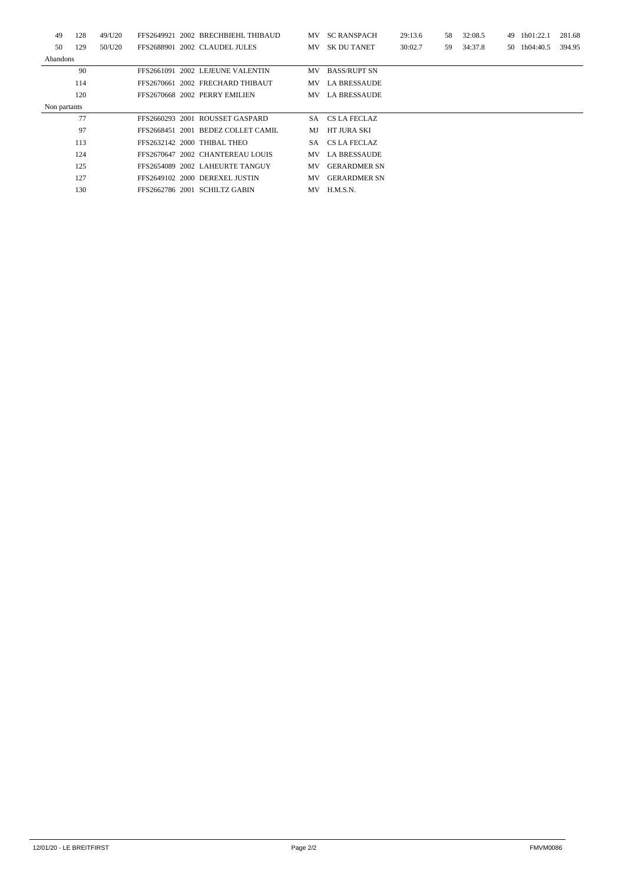| | | | | | | | | | | | | | |
|---|---|---|---|---|---|---|---|---|---|---|---|---|---|
| 49 | 128 | 49/U20 | FFS2649921 | 2002 | BRECHBIEHL THIBAUD | MV | SC RANSPACH | 29:13.6 | 58 | 32:08.5 | 49 | 1h01:22.1 | 281.68 |
| 50 | 129 | 50/U20 | FFS2688901 | 2002 | CLAUDEL JULES | MV | SK DU TANET | 30:02.7 | 59 | 34:37.8 | 50 | 1h04:40.5 | 394.95 |
| Abandons | | | | | | | | | | | | | |
| | 90 | | FFS2661091 | 2002 | LEJEUNE VALENTIN | MV | BASS/RUPT SN | | | | | | |
| | 114 | | FFS2670661 | 2002 | FRECHARD THIBAUT | MV | LA BRESSAUDE | | | | | | |
| | 120 | | FFS2670668 | 2002 | PERRY EMILIEN | MV | LA BRESSAUDE | | | | | | |
| Non partants | | | | | | | | | | | | | |
| | 77 | | FFS2660293 | 2001 | ROUSSET GASPARD | SA | CS LA FECLAZ | | | | | | |
| | 97 | | FFS2668451 | 2001 | BEDEZ COLLET CAMIL | MJ | HT JURA SKI | | | | | | |
| | 113 | | FFS2632142 | 2000 | THIBAL THEO | SA | CS LA FECLAZ | | | | | | |
| | 124 | | FFS2670647 | 2002 | CHANTEREAU LOUIS | MV | LA BRESSAUDE | | | | | | |
| | 125 | | FFS2654089 | 2002 | LAHEURTE TANGUY | MV | GERARDMER SN | | | | | | |
| | 127 | | FFS2649102 | 2000 | DEREXEL JUSTIN | MV | GERARDMER SN | | | | | | |
| | 130 | | FFS2662786 | 2001 | SCHILTZ GABIN | MV | H.M.S.N. | | | | | | |